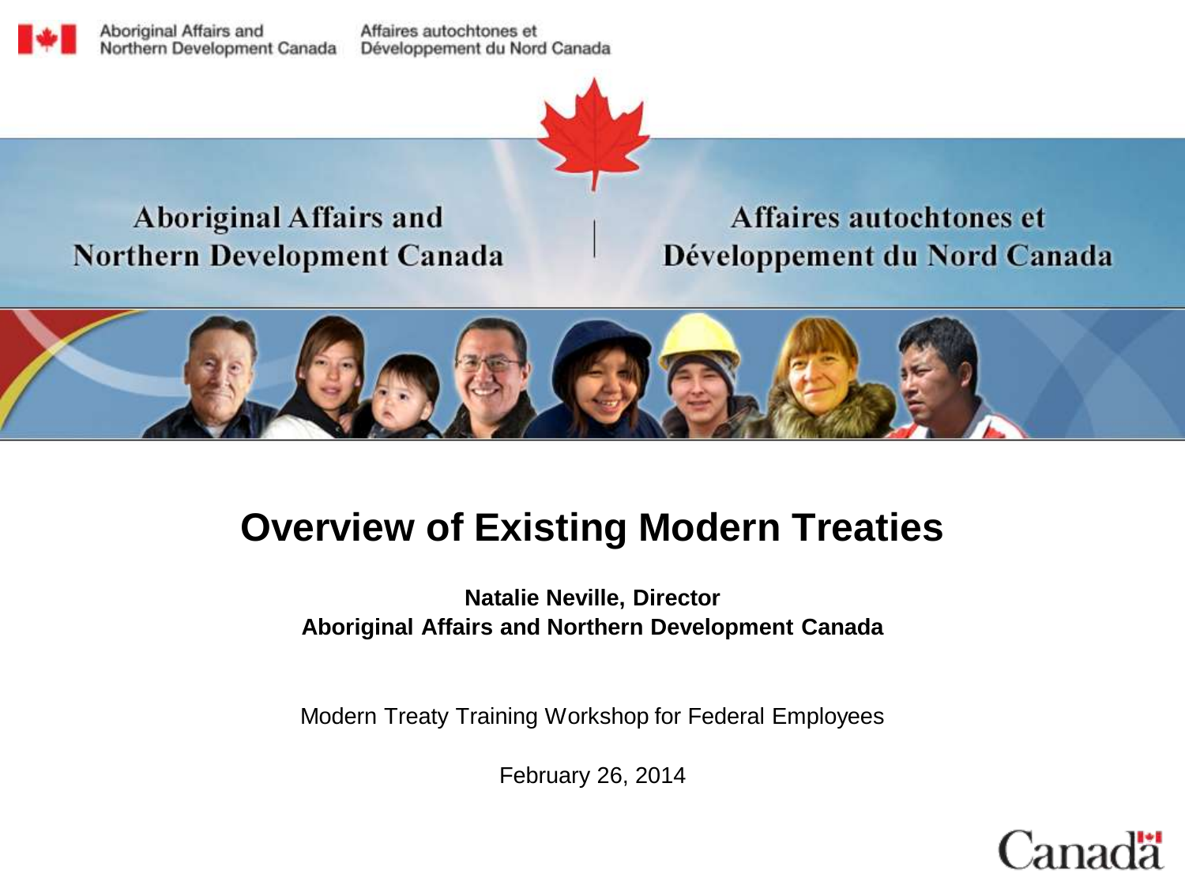Aboriginal Affairs and Northern Development Canada | Affaires autochtones et Développement du Nord Canada

# Overview of Existing Modern Treaties

**Natalie Neville, Director**
**Aboriginal Affairs and Northern Development Canada**

Modern Treaty Training Workshop for Federal Employees

February 26, 2014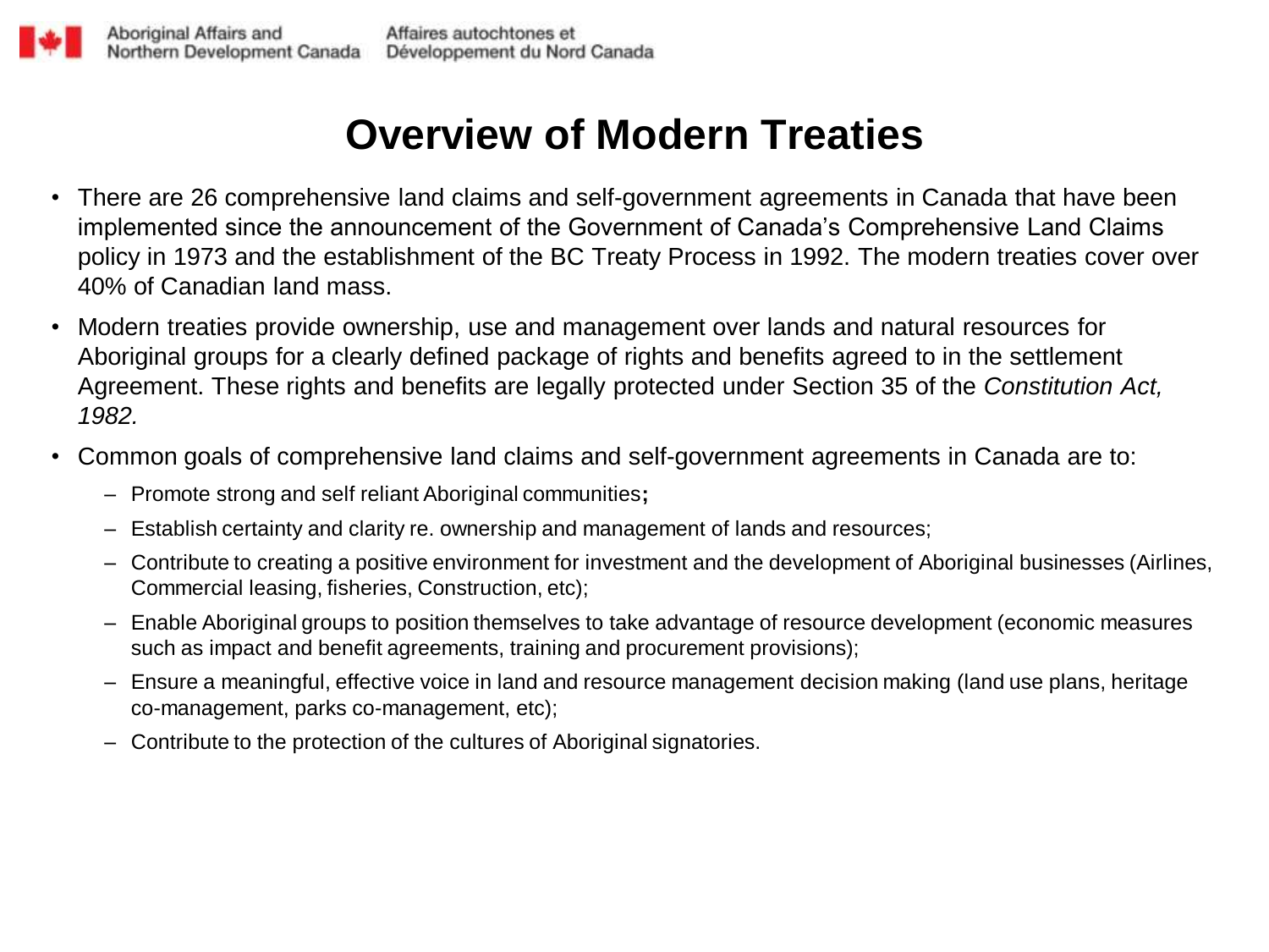# Overview of Modern Treaties

- There are 26 comprehensive land claims and self-government agreements in Canada that have been implemented since the announcement of the Government of Canada's Comprehensive Land Claims policy in 1973 and the establishment of the BC Treaty Process in 1992. The modern treaties cover over 40% of Canadian land mass.
- Modern treaties provide ownership, use and management over lands and natural resources for Aboriginal groups for a clearly defined package of rights and benefits agreed to in the settlement Agreement. These rights and benefits are legally protected under Section 35 of the *Constitution Act, 1982.*
- Common goals of comprehensive land claims and self-government agreements in Canada are to:
  - Promote strong and self reliant Aboriginal communities**;**
  - Establish certainty and clarity re. ownership and management of lands and resources;
  - Contribute to creating a positive environment for investment and the development of Aboriginal businesses (Airlines, Commercial leasing, fisheries, Construction, etc);
  - Enable Aboriginal groups to position themselves to take advantage of resource development (economic measures such as impact and benefit agreements, training and procurement provisions);
  - Ensure a meaningful, effective voice in land and resource management decision making (land use plans, heritage co-management, parks co-management, etc);
  - Contribute to the protection of the cultures of Aboriginal signatories.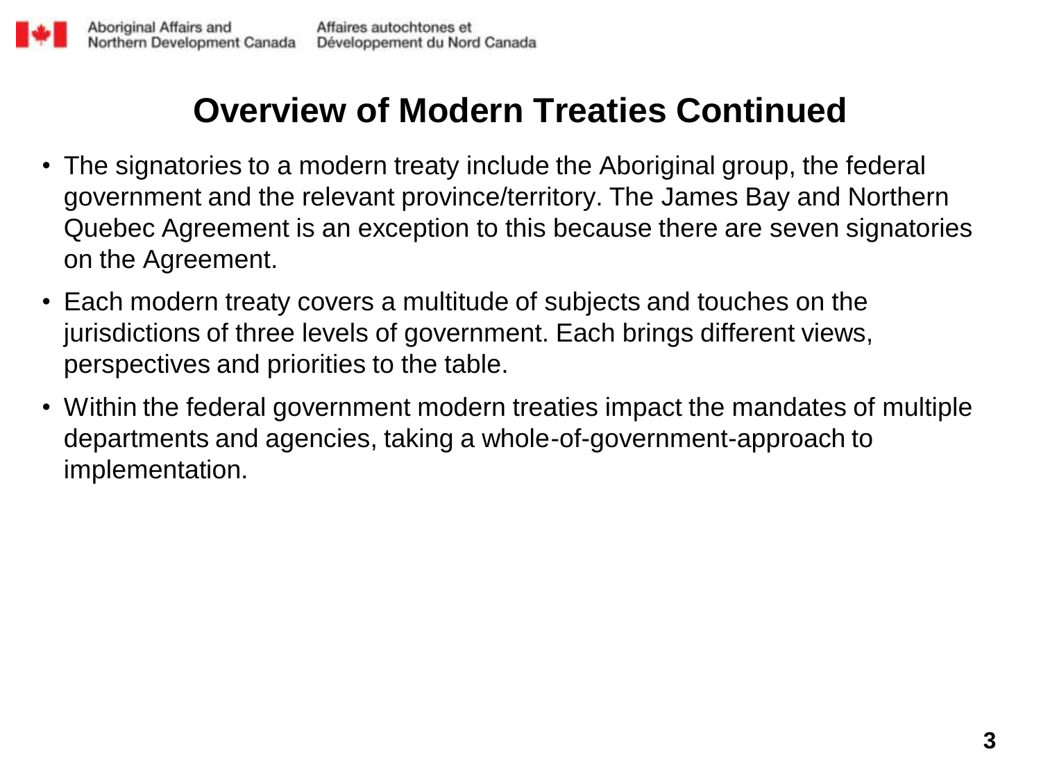# Overview of Modern Treaties Continued

- The signatories to a modern treaty include the Aboriginal group, the federal government and the relevant province/territory. The James Bay and Northern Quebec Agreement is an exception to this because there are seven signatories on the Agreement.
- Each modern treaty covers a multitude of subjects and touches on the jurisdictions of three levels of government. Each brings different views, perspectives and priorities to the table.
- Within the federal government modern treaties impact the mandates of multiple departments and agencies, taking a whole-of-government-approach to implementation.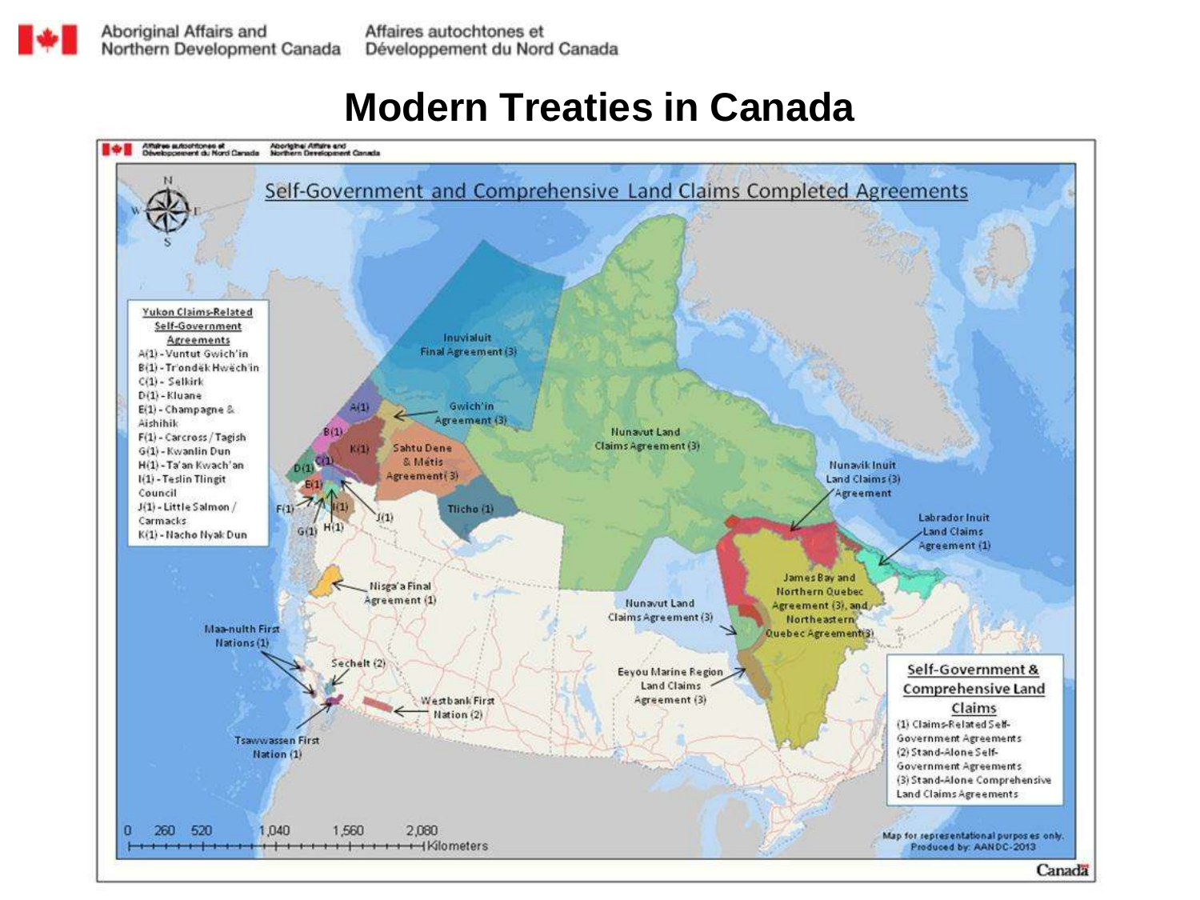# Modern Treaties in Canada

## Self-Government and Comprehensive Land Claims Completed Agreements

**Yukon Claims-Related Self-Government Agreements**

- A(1) - Vuntut Gwich'in
- B(1) - Tr'ondëk Hwëch'in
- C(1) - Selkirk
- D(1) - Kluane
- E(1) - Champagne & Aishihik
- F(1) - Carcross/Tagish
- G(1) - Kwanlin Dun
- H(1) - Ta'an Kwach'an
- I(1) - Teslin Tlingit Council
- J(1) - Little Salmon/Carmacks
- K(1) - Nacho Nyak Dun

Inuvialuit Final Agreement (3)

Gwich'in Agreement (3)

Sahtu Dene & Métis Agreement (3)

Tlicho (1)

Nunavut Land Claims Agreement (3)

Nunavik Inuit Land Claims (3) Agreement

Labrador Inuit Land Claims Agreement (1)

James Bay and Northern Quebec Agreement (3), and Northeastern Quebec Agreement (3)

Nunavut Land Claims Agreement (3)

Eeyou Marine Region Land Claims Agreement (3)

Nisga'a Final Agreement (1)

Maa-nulth First Nations (1)

Sechelt (2)

Westbank First Nation (2)

Tsawwassen First Nation (1)

**Self-Government & Comprehensive Land Claims**

- (1) Claims-Related Self-Government Agreements
- (2) Stand-Alone Self-Government Agreements
- (3) Stand-Alone Comprehensive Land Claims Agreements

0 260 520 1,040 1,560 2,080 Kilometers

Map for representational purposes only.
Produced by: AANDC-2013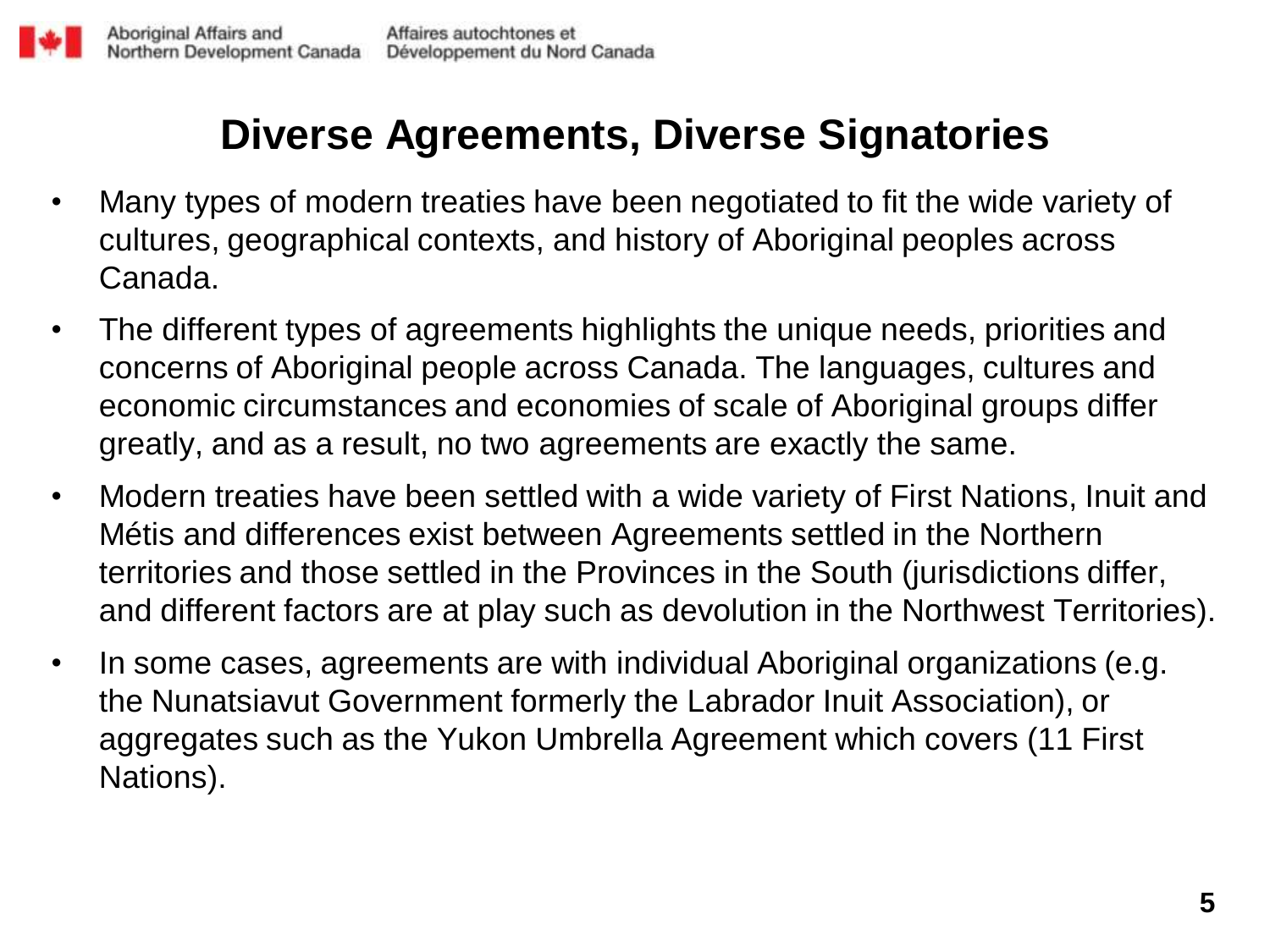# Diverse Agreements, Diverse Signatories

- Many types of modern treaties have been negotiated to fit the wide variety of cultures, geographical contexts, and history of Aboriginal peoples across Canada.
- The different types of agreements highlights the unique needs, priorities and concerns of Aboriginal people across Canada. The languages, cultures and economic circumstances and economies of scale of Aboriginal groups differ greatly, and as a result, no two agreements are exactly the same.
- Modern treaties have been settled with a wide variety of First Nations, Inuit and Métis and differences exist between Agreements settled in the Northern territories and those settled in the Provinces in the South (jurisdictions differ, and different factors are at play such as devolution in the Northwest Territories).
- In some cases, agreements are with individual Aboriginal organizations (e.g. the Nunatsiavut Government formerly the Labrador Inuit Association), or aggregates such as the Yukon Umbrella Agreement which covers (11 First Nations).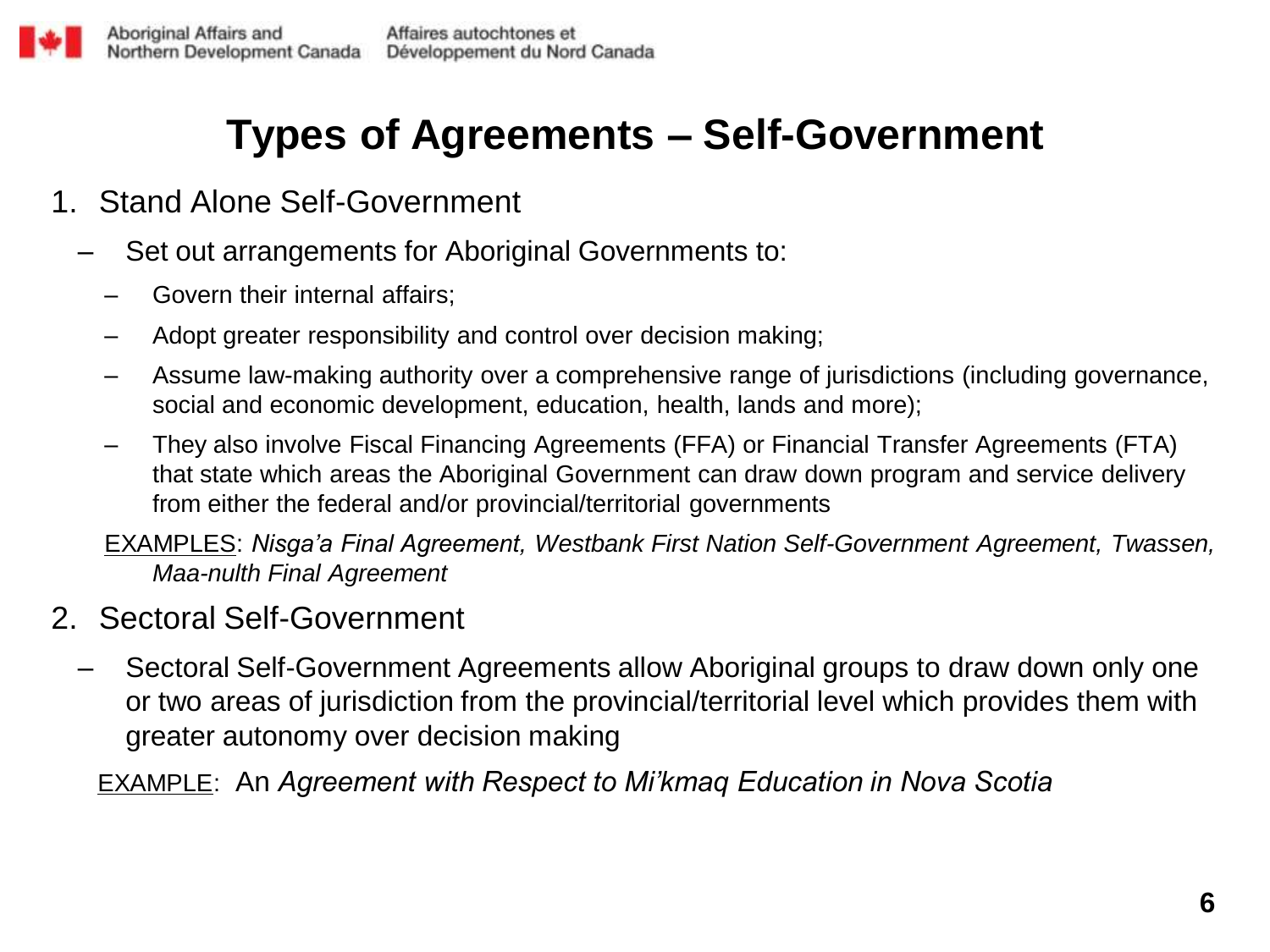# Types of Agreements – Self-Government

1. Stand Alone Self-Government
   - Set out arrangements for Aboriginal Governments to:
     - Govern their internal affairs;
     - Adopt greater responsibility and control over decision making;
     - Assume law-making authority over a comprehensive range of jurisdictions (including governance, social and economic development, education, health, lands and more);
     - They also involve Fiscal Financing Agreements (FFA) or Financial Transfer Agreements (FTA) that state which areas the Aboriginal Government can draw down program and service delivery from either the federal and/or provincial/territorial governments

   EXAMPLES: *Nisga'a Final Agreement, Westbank First Nation Self-Government Agreement, Twassen, Maa-nulth Final Agreement*

2. Sectoral Self-Government
   - Sectoral Self-Government Agreements allow Aboriginal groups to draw down only one or two areas of jurisdiction from the provincial/territorial level which provides them with greater autonomy over decision making

   EXAMPLE: An *Agreement with Respect to Mi'kmaq Education in Nova Scotia*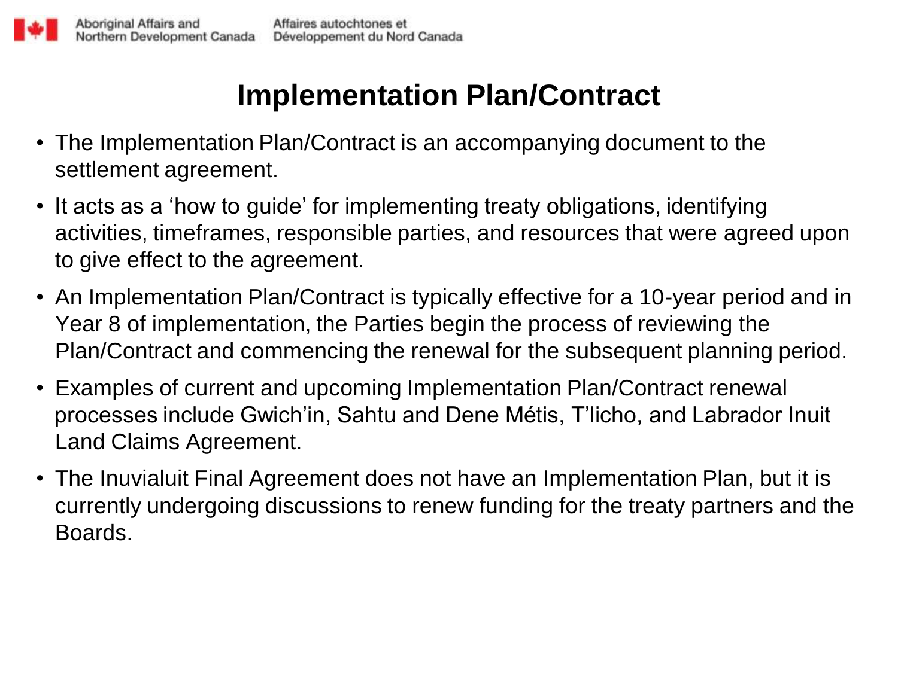# Implementation Plan/Contract

- The Implementation Plan/Contract is an accompanying document to the settlement agreement.
- It acts as a 'how to guide' for implementing treaty obligations, identifying activities, timeframes, responsible parties, and resources that were agreed upon to give effect to the agreement.
- An Implementation Plan/Contract is typically effective for a 10-year period and in Year 8 of implementation, the Parties begin the process of reviewing the Plan/Contract and commencing the renewal for the subsequent planning period.
- Examples of current and upcoming Implementation Plan/Contract renewal processes include Gwich'in, Sahtu and Dene Métis, T'licho, and Labrador Inuit Land Claims Agreement.
- The Inuvialuit Final Agreement does not have an Implementation Plan, but it is currently undergoing discussions to renew funding for the treaty partners and the Boards.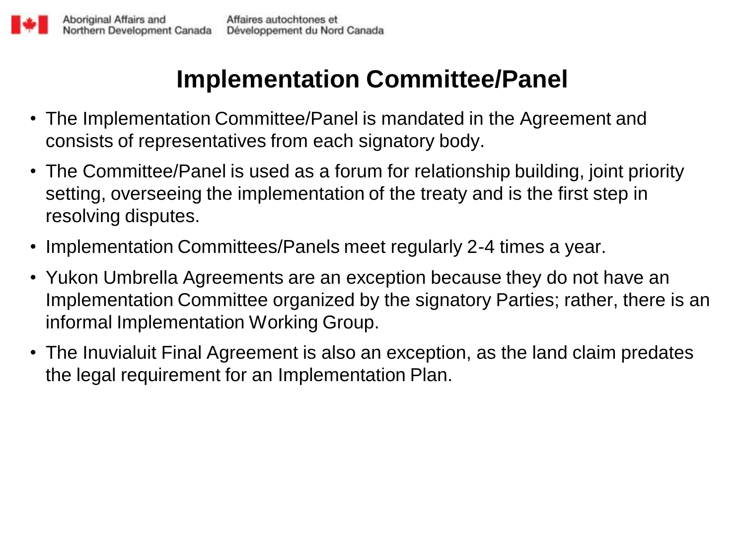# Implementation Committee/Panel

- The Implementation Committee/Panel is mandated in the Agreement and consists of representatives from each signatory body.
- The Committee/Panel is used as a forum for relationship building, joint priority setting, overseeing the implementation of the treaty and is the first step in resolving disputes.
- Implementation Committees/Panels meet regularly 2-4 times a year.
- Yukon Umbrella Agreements are an exception because they do not have an Implementation Committee organized by the signatory Parties; rather, there is an informal Implementation Working Group.
- The Inuvialuit Final Agreement is also an exception, as the land claim predates the legal requirement for an Implementation Plan.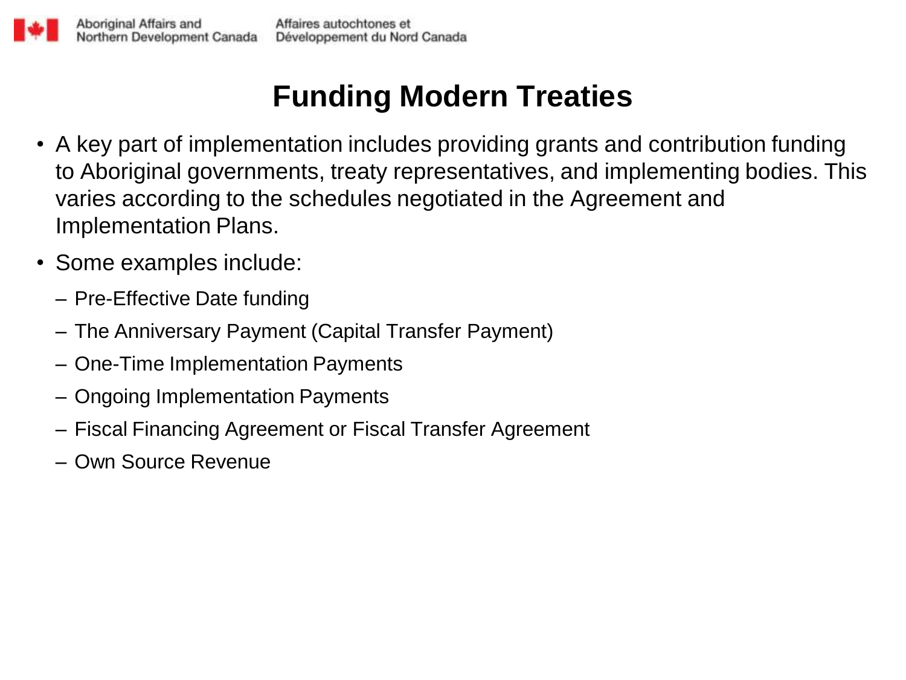# Funding Modern Treaties

- A key part of implementation includes providing grants and contribution funding to Aboriginal governments, treaty representatives, and implementing bodies. This varies according to the schedules negotiated in the Agreement and Implementation Plans.
- Some examples include:
  - Pre-Effective Date funding
  - The Anniversary Payment (Capital Transfer Payment)
  - One-Time Implementation Payments
  - Ongoing Implementation Payments
  - Fiscal Financing Agreement or Fiscal Transfer Agreement
  - Own Source Revenue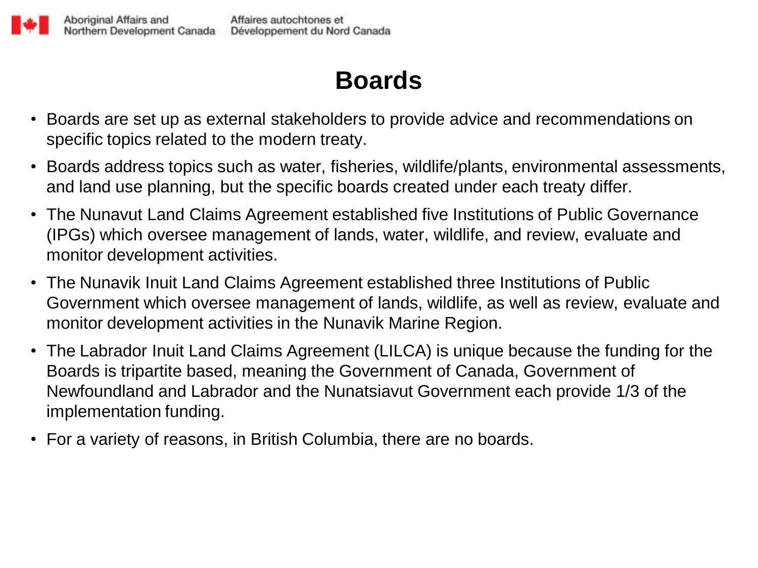# Boards

- Boards are set up as external stakeholders to provide advice and recommendations on specific topics related to the modern treaty.
- Boards address topics such as water, fisheries, wildlife/plants, environmental assessments, and land use planning, but the specific boards created under each treaty differ.
- The Nunavut Land Claims Agreement established five Institutions of Public Governance (IPGs) which oversee management of lands, water, wildlife, and review, evaluate and monitor development activities.
- The Nunavik Inuit Land Claims Agreement established three Institutions of Public Government which oversee management of lands, wildlife, as well as review, evaluate and monitor development activities in the Nunavik Marine Region.
- The Labrador Inuit Land Claims Agreement (LILCA) is unique because the funding for the Boards is tripartite based, meaning the Government of Canada, Government of Newfoundland and Labrador and the Nunatsiavut Government each provide 1/3 of the implementation funding.
- For a variety of reasons, in British Columbia, there are no boards.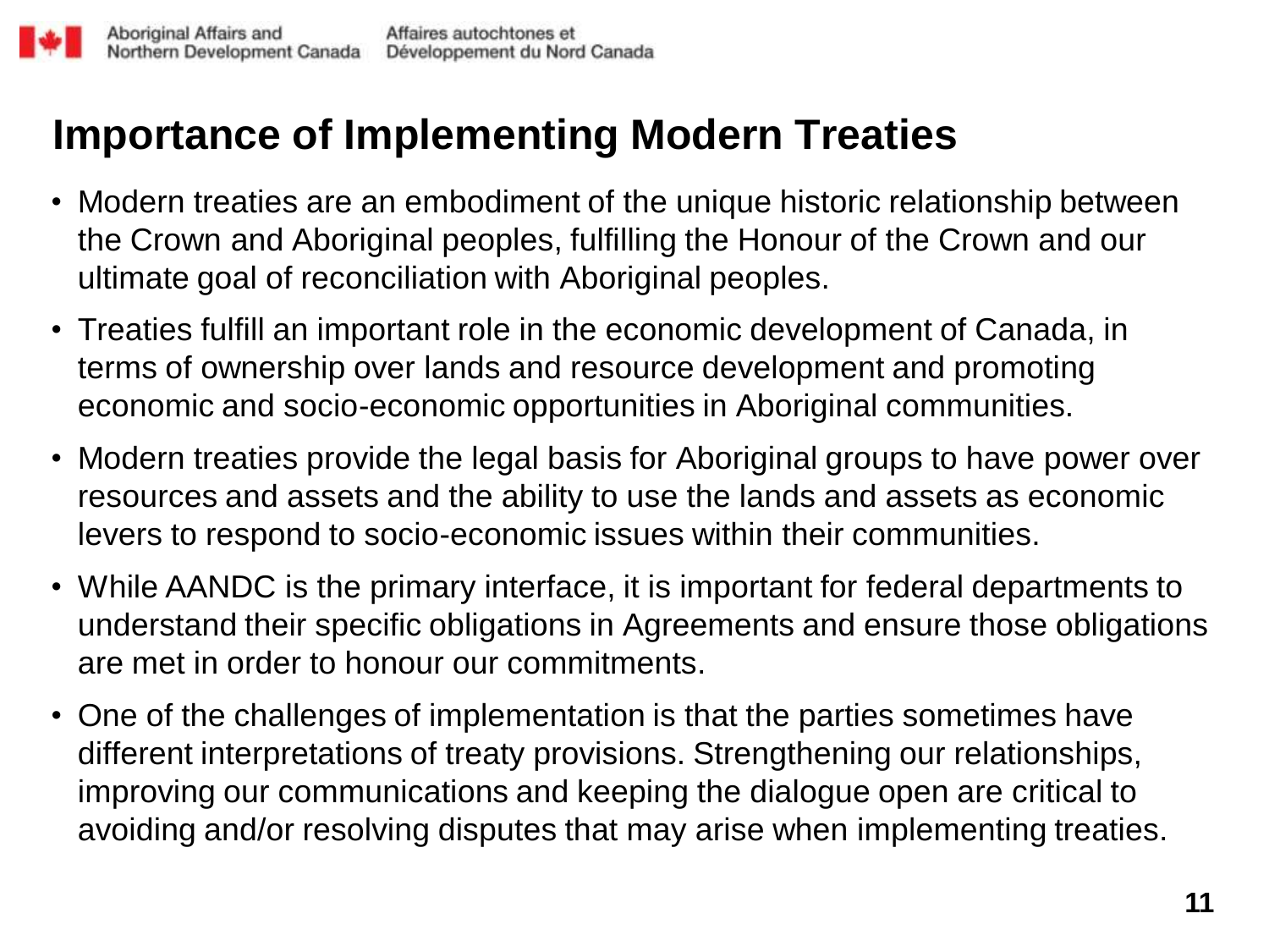# Importance of Implementing Modern Treaties

- Modern treaties are an embodiment of the unique historic relationship between the Crown and Aboriginal peoples, fulfilling the Honour of the Crown and our ultimate goal of reconciliation with Aboriginal peoples.
- Treaties fulfill an important role in the economic development of Canada, in terms of ownership over lands and resource development and promoting economic and socio-economic opportunities in Aboriginal communities.
- Modern treaties provide the legal basis for Aboriginal groups to have power over resources and assets and the ability to use the lands and assets as economic levers to respond to socio-economic issues within their communities.
- While AANDC is the primary interface, it is important for federal departments to understand their specific obligations in Agreements and ensure those obligations are met in order to honour our commitments.
- One of the challenges of implementation is that the parties sometimes have different interpretations of treaty provisions. Strengthening our relationships, improving our communications and keeping the dialogue open are critical to avoiding and/or resolving disputes that may arise when implementing treaties.